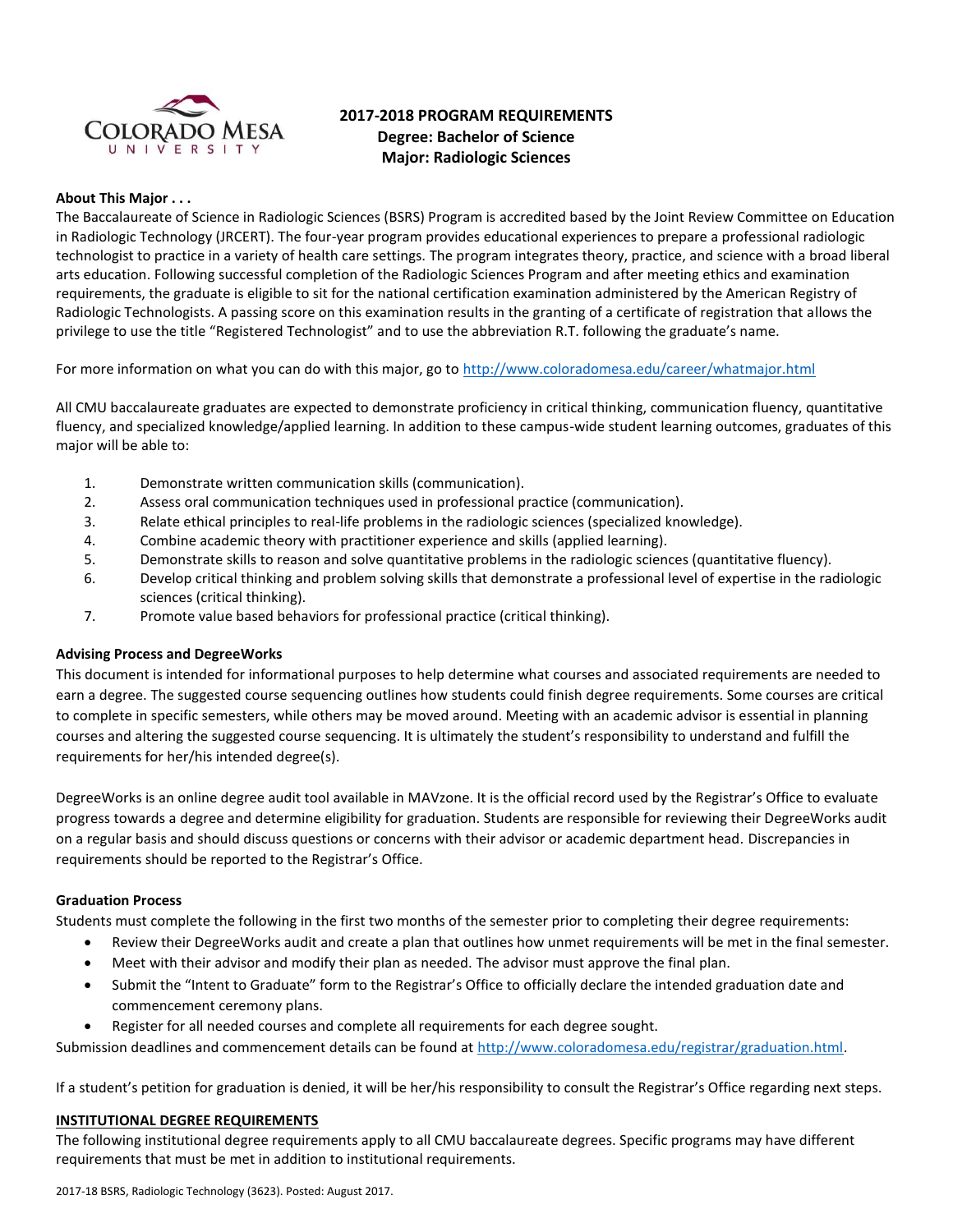# 2017-2018 PROGRAM REQUIREMENTS
## Degree: Bachelor of Science
## Major: Radiologic Sciences

**About This Major . . .**

The Baccalaureate of Science in Radiologic Sciences (BSRS) Program is accredited based by the Joint Review Committee on Education in Radiologic Technology (JRCERT). The four-year program provides educational experiences to prepare a professional radiologic technologist to practice in a variety of health care settings. The program integrates theory, practice, and science with a broad liberal arts education. Following successful completion of the Radiologic Sciences Program and after meeting ethics and examination requirements, the graduate is eligible to sit for the national certification examination administered by the American Registry of Radiologic Technologists. A passing score on this examination results in the granting of a certificate of registration that allows the privilege to use the title "Registered Technologist" and to use the abbreviation R.T. following the graduate's name.

For more information on what you can do with this major, go to http://www.coloradomesa.edu/career/whatmajor.html

All CMU baccalaureate graduates are expected to demonstrate proficiency in critical thinking, communication fluency, quantitative fluency, and specialized knowledge/applied learning. In addition to these campus-wide student learning outcomes, graduates of this major will be able to:

1. Demonstrate written communication skills (communication).
2. Assess oral communication techniques used in professional practice (communication).
3. Relate ethical principles to real-life problems in the radiologic sciences (specialized knowledge).
4. Combine academic theory with practitioner experience and skills (applied learning).
5. Demonstrate skills to reason and solve quantitative problems in the radiologic sciences (quantitative fluency).
6. Develop critical thinking and problem solving skills that demonstrate a professional level of expertise in the radiologic sciences (critical thinking).
7. Promote value based behaviors for professional practice (critical thinking).

**Advising Process and DegreeWorks**

This document is intended for informational purposes to help determine what courses and associated requirements are needed to earn a degree. The suggested course sequencing outlines how students could finish degree requirements. Some courses are critical to complete in specific semesters, while others may be moved around. Meeting with an academic advisor is essential in planning courses and altering the suggested course sequencing. It is ultimately the student's responsibility to understand and fulfill the requirements for her/his intended degree(s).

DegreeWorks is an online degree audit tool available in MAVzone. It is the official record used by the Registrar's Office to evaluate progress towards a degree and determine eligibility for graduation. Students are responsible for reviewing their DegreeWorks audit on a regular basis and should discuss questions or concerns with their advisor or academic department head. Discrepancies in requirements should be reported to the Registrar's Office.

**Graduation Process**

Students must complete the following in the first two months of the semester prior to completing their degree requirements:

- Review their DegreeWorks audit and create a plan that outlines how unmet requirements will be met in the final semester.
- Meet with their advisor and modify their plan as needed. The advisor must approve the final plan.
- Submit the "Intent to Graduate" form to the Registrar's Office to officially declare the intended graduation date and commencement ceremony plans.
- Register for all needed courses and complete all requirements for each degree sought.

Submission deadlines and commencement details can be found at http://www.coloradomesa.edu/registrar/graduation.html.

If a student's petition for graduation is denied, it will be her/his responsibility to consult the Registrar's Office regarding next steps.

**INSTITUTIONAL DEGREE REQUIREMENTS**

The following institutional degree requirements apply to all CMU baccalaureate degrees. Specific programs may have different requirements that must be met in addition to institutional requirements.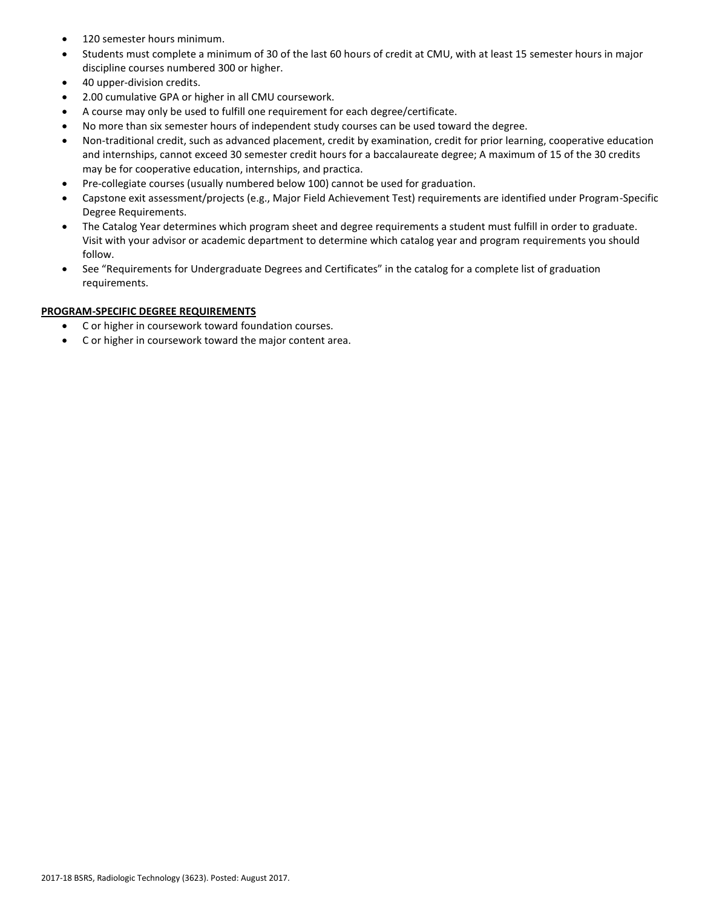- 120 semester hours minimum.
- Students must complete a minimum of 30 of the last 60 hours of credit at CMU, with at least 15 semester hours in major discipline courses numbered 300 or higher.
- 40 upper-division credits.
- 2.00 cumulative GPA or higher in all CMU coursework.
- A course may only be used to fulfill one requirement for each degree/certificate.
- No more than six semester hours of independent study courses can be used toward the degree.
- Non-traditional credit, such as advanced placement, credit by examination, credit for prior learning, cooperative education and internships, cannot exceed 30 semester credit hours for a baccalaureate degree; A maximum of 15 of the 30 credits may be for cooperative education, internships, and practica.
- Pre-collegiate courses (usually numbered below 100) cannot be used for graduation.
- Capstone exit assessment/projects (e.g., Major Field Achievement Test) requirements are identified under Program-Specific Degree Requirements.
- The Catalog Year determines which program sheet and degree requirements a student must fulfill in order to graduate. Visit with your advisor or academic department to determine which catalog year and program requirements you should follow.
- See "Requirements for Undergraduate Degrees and Certificates" in the catalog for a complete list of graduation requirements.

**PROGRAM-SPECIFIC DEGREE REQUIREMENTS**

- C or higher in coursework toward foundation courses.
- C or higher in coursework toward the major content area.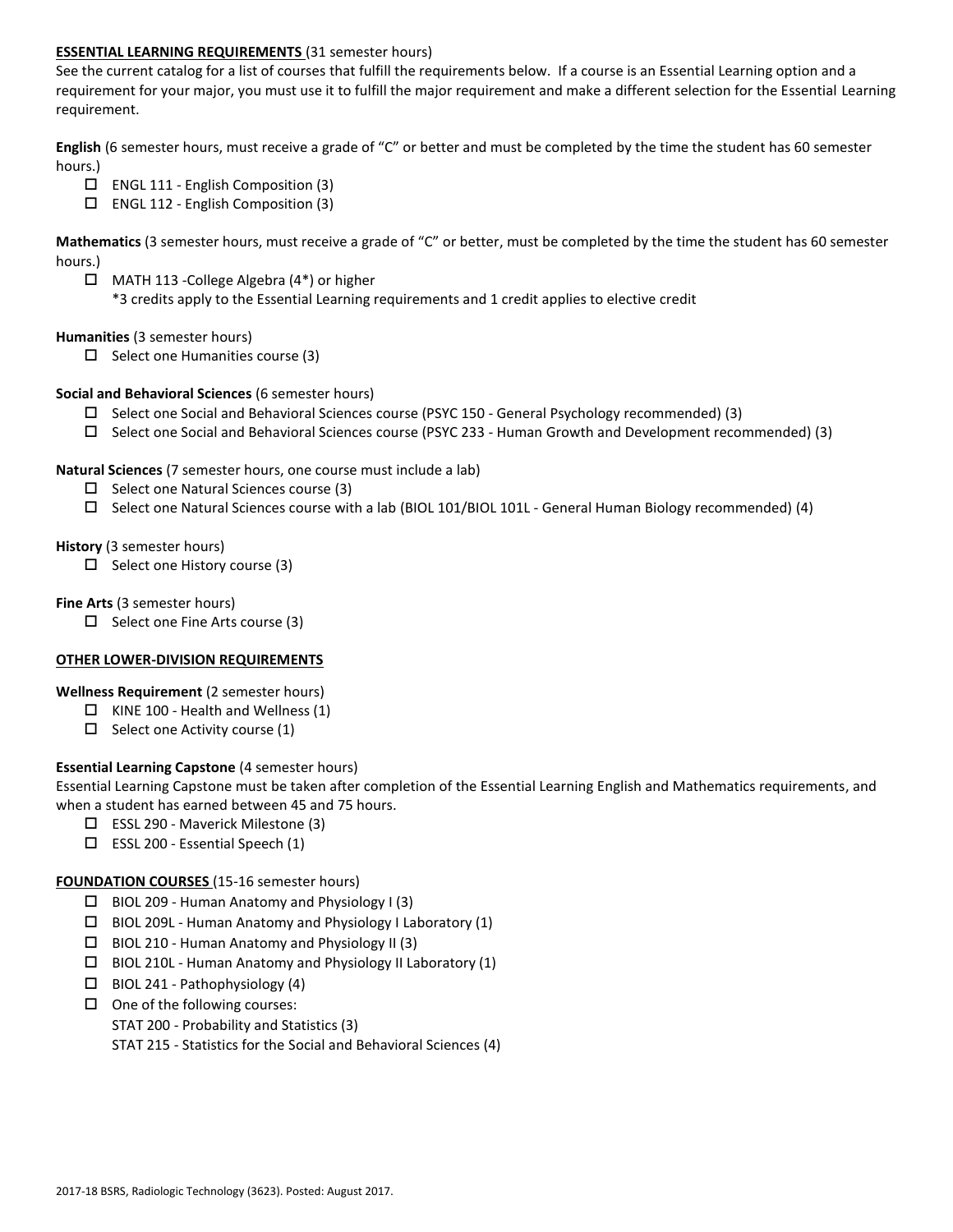**ESSENTIAL LEARNING REQUIREMENTS** (31 semester hours)

See the current catalog for a list of courses that fulfill the requirements below. If a course is an Essential Learning option and a requirement for your major, you must use it to fulfill the major requirement and make a different selection for the Essential Learning requirement.

**English** (6 semester hours, must receive a grade of "C" or better and must be completed by the time the student has 60 semester hours.)

- ☐ ENGL 111 - English Composition (3)
- ☐ ENGL 112 - English Composition (3)

**Mathematics** (3 semester hours, must receive a grade of "C" or better, must be completed by the time the student has 60 semester hours.)

- ☐ MATH 113 -College Algebra (4*) or higher
  *3 credits apply to the Essential Learning requirements and 1 credit applies to elective credit

**Humanities** (3 semester hours)

- ☐ Select one Humanities course (3)

**Social and Behavioral Sciences** (6 semester hours)

- ☐ Select one Social and Behavioral Sciences course (PSYC 150 - General Psychology recommended) (3)
- ☐ Select one Social and Behavioral Sciences course (PSYC 233 - Human Growth and Development recommended) (3)

**Natural Sciences** (7 semester hours, one course must include a lab)

- ☐ Select one Natural Sciences course (3)
- ☐ Select one Natural Sciences course with a lab (BIOL 101/BIOL 101L - General Human Biology recommended) (4)

**History** (3 semester hours)

- ☐ Select one History course (3)

**Fine Arts** (3 semester hours)

- ☐ Select one Fine Arts course (3)

**OTHER LOWER-DIVISION REQUIREMENTS**

**Wellness Requirement** (2 semester hours)

- ☐ KINE 100 - Health and Wellness (1)
- ☐ Select one Activity course (1)

**Essential Learning Capstone** (4 semester hours)

Essential Learning Capstone must be taken after completion of the Essential Learning English and Mathematics requirements, and when a student has earned between 45 and 75 hours.

- ☐ ESSL 290 - Maverick Milestone (3)
- ☐ ESSL 200 - Essential Speech (1)

**FOUNDATION COURSES** (15-16 semester hours)

- ☐ BIOL 209 - Human Anatomy and Physiology I (3)
- ☐ BIOL 209L - Human Anatomy and Physiology I Laboratory (1)
- ☐ BIOL 210 - Human Anatomy and Physiology II (3)
- ☐ BIOL 210L - Human Anatomy and Physiology II Laboratory (1)
- ☐ BIOL 241 - Pathophysiology (4)
- ☐ One of the following courses:
  STAT 200 - Probability and Statistics (3)
  STAT 215 - Statistics for the Social and Behavioral Sciences (4)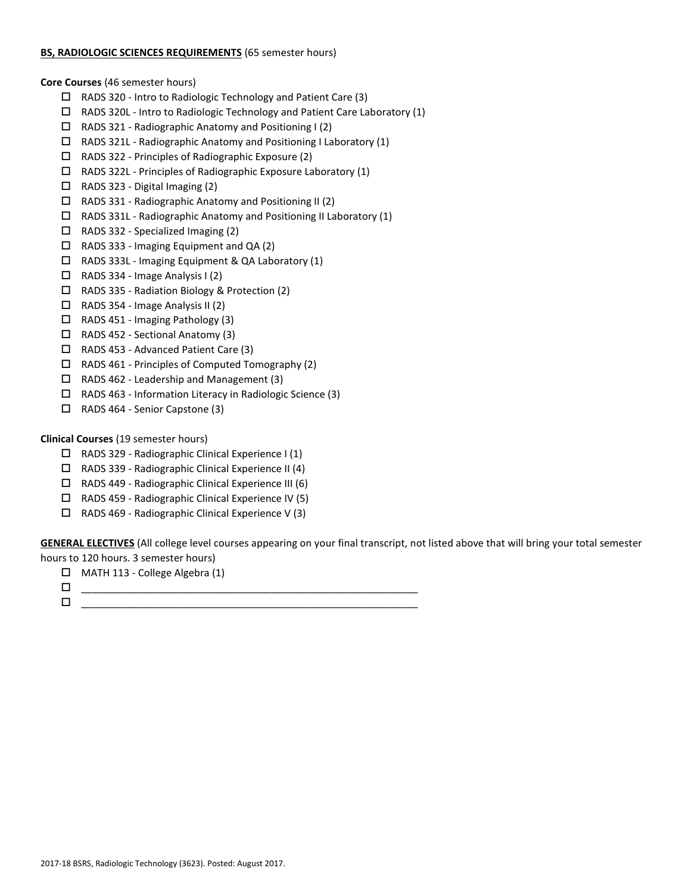**<u>BS, RADIOLOGIC SCIENCES REQUIREMENTS</u>** (65 semester hours)

**Core Courses** (46 semester hours)

- ☐ RADS 320 - Intro to Radiologic Technology and Patient Care (3)
- ☐ RADS 320L - Intro to Radiologic Technology and Patient Care Laboratory (1)
- ☐ RADS 321 - Radiographic Anatomy and Positioning I (2)
- ☐ RADS 321L - Radiographic Anatomy and Positioning I Laboratory (1)
- ☐ RADS 322 - Principles of Radiographic Exposure (2)
- ☐ RADS 322L - Principles of Radiographic Exposure Laboratory (1)
- ☐ RADS 323 - Digital Imaging (2)
- ☐ RADS 331 - Radiographic Anatomy and Positioning II (2)
- ☐ RADS 331L - Radiographic Anatomy and Positioning II Laboratory (1)
- ☐ RADS 332 - Specialized Imaging (2)
- ☐ RADS 333 - Imaging Equipment and QA (2)
- ☐ RADS 333L - Imaging Equipment & QA Laboratory (1)
- ☐ RADS 334 - Image Analysis I (2)
- ☐ RADS 335 - Radiation Biology & Protection (2)
- ☐ RADS 354 - Image Analysis II (2)
- ☐ RADS 451 - Imaging Pathology (3)
- ☐ RADS 452 - Sectional Anatomy (3)
- ☐ RADS 453 - Advanced Patient Care (3)
- ☐ RADS 461 - Principles of Computed Tomography (2)
- ☐ RADS 462 - Leadership and Management (3)
- ☐ RADS 463 - Information Literacy in Radiologic Science (3)
- ☐ RADS 464 - Senior Capstone (3)

**Clinical Courses** (19 semester hours)

- ☐ RADS 329 - Radiographic Clinical Experience I (1)
- ☐ RADS 339 - Radiographic Clinical Experience II (4)
- ☐ RADS 449 - Radiographic Clinical Experience III (6)
- ☐ RADS 459 - Radiographic Clinical Experience IV (5)
- ☐ RADS 469 - Radiographic Clinical Experience V (3)

**<u>GENERAL ELECTIVES</u>** (All college level courses appearing on your final transcript, not listed above that will bring your total semester hours to 120 hours. 3 semester hours)

- ☐ MATH 113 - College Algebra (1)
- ☐ ______________________________________________________________
- ☐ ______________________________________________________________

2017-18 BSRS, Radiologic Technology (3623). Posted: August 2017.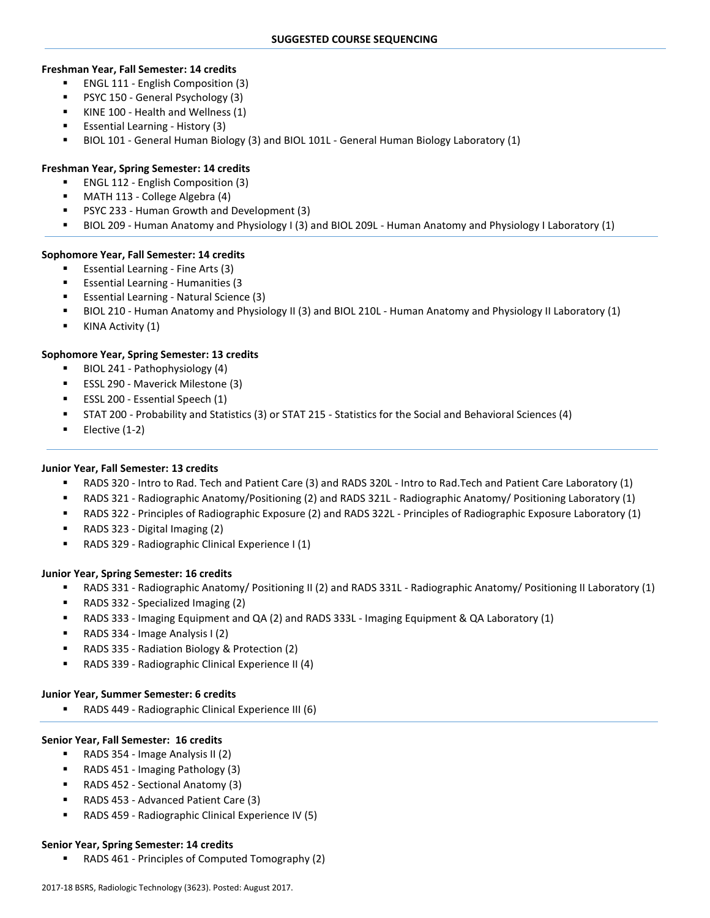## SUGGESTED COURSE SEQUENCING

**Freshman Year, Fall Semester: 14 credits**

- ENGL 111 - English Composition (3)
- PSYC 150 - General Psychology (3)
- KINE 100 - Health and Wellness (1)
- Essential Learning - History (3)
- BIOL 101 - General Human Biology (3) and BIOL 101L - General Human Biology Laboratory (1)

**Freshman Year, Spring Semester: 14 credits**

- ENGL 112 - English Composition (3)
- MATH 113 - College Algebra (4)
- PSYC 233 - Human Growth and Development (3)
- BIOL 209 - Human Anatomy and Physiology I (3) and BIOL 209L - Human Anatomy and Physiology I Laboratory (1)

**Sophomore Year, Fall Semester: 14 credits**

- Essential Learning - Fine Arts (3)
- Essential Learning - Humanities (3
- Essential Learning - Natural Science (3)
- BIOL 210 - Human Anatomy and Physiology II (3) and BIOL 210L - Human Anatomy and Physiology II Laboratory (1)
- KINA Activity (1)

**Sophomore Year, Spring Semester: 13 credits**

- BIOL 241 - Pathophysiology (4)
- ESSL 290 - Maverick Milestone (3)
- ESSL 200 - Essential Speech (1)
- STAT 200 - Probability and Statistics (3) or STAT 215 - Statistics for the Social and Behavioral Sciences (4)
- Elective (1-2)

**Junior Year, Fall Semester: 13 credits**

- RADS 320 - Intro to Rad. Tech and Patient Care (3) and RADS 320L - Intro to Rad.Tech and Patient Care Laboratory (1)
- RADS 321 - Radiographic Anatomy/Positioning (2) and RADS 321L - Radiographic Anatomy/ Positioning Laboratory (1)
- RADS 322 - Principles of Radiographic Exposure (2) and RADS 322L - Principles of Radiographic Exposure Laboratory (1)
- RADS 323 - Digital Imaging (2)
- RADS 329 - Radiographic Clinical Experience I (1)

**Junior Year, Spring Semester: 16 credits**

- RADS 331 - Radiographic Anatomy/ Positioning II (2) and RADS 331L - Radiographic Anatomy/ Positioning II Laboratory (1)
- RADS 332 - Specialized Imaging (2)
- RADS 333 - Imaging Equipment and QA (2) and RADS 333L - Imaging Equipment & QA Laboratory (1)
- RADS 334 - Image Analysis I (2)
- RADS 335 - Radiation Biology & Protection (2)
- RADS 339 - Radiographic Clinical Experience II (4)

**Junior Year, Summer Semester: 6 credits**

- RADS 449 - Radiographic Clinical Experience III (6)

**Senior Year, Fall Semester: 16 credits**

- RADS 354 - Image Analysis II (2)
- RADS 451 - Imaging Pathology (3)
- RADS 452 - Sectional Anatomy (3)
- RADS 453 - Advanced Patient Care (3)
- RADS 459 - Radiographic Clinical Experience IV (5)

**Senior Year, Spring Semester: 14 credits**

- RADS 461 - Principles of Computed Tomography (2)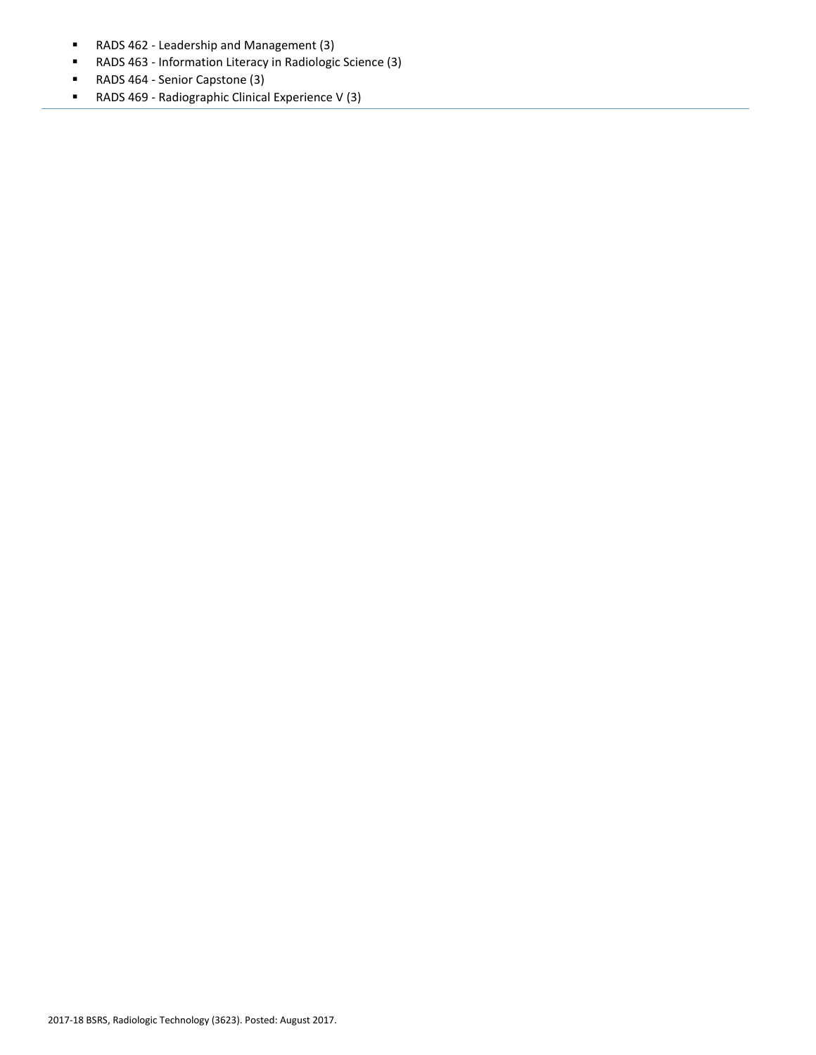- RADS 462 - Leadership and Management (3)
- RADS 463 - Information Literacy in Radiologic Science (3)
- RADS 464 - Senior Capstone (3)
- RADS 469 - Radiographic Clinical Experience V (3)